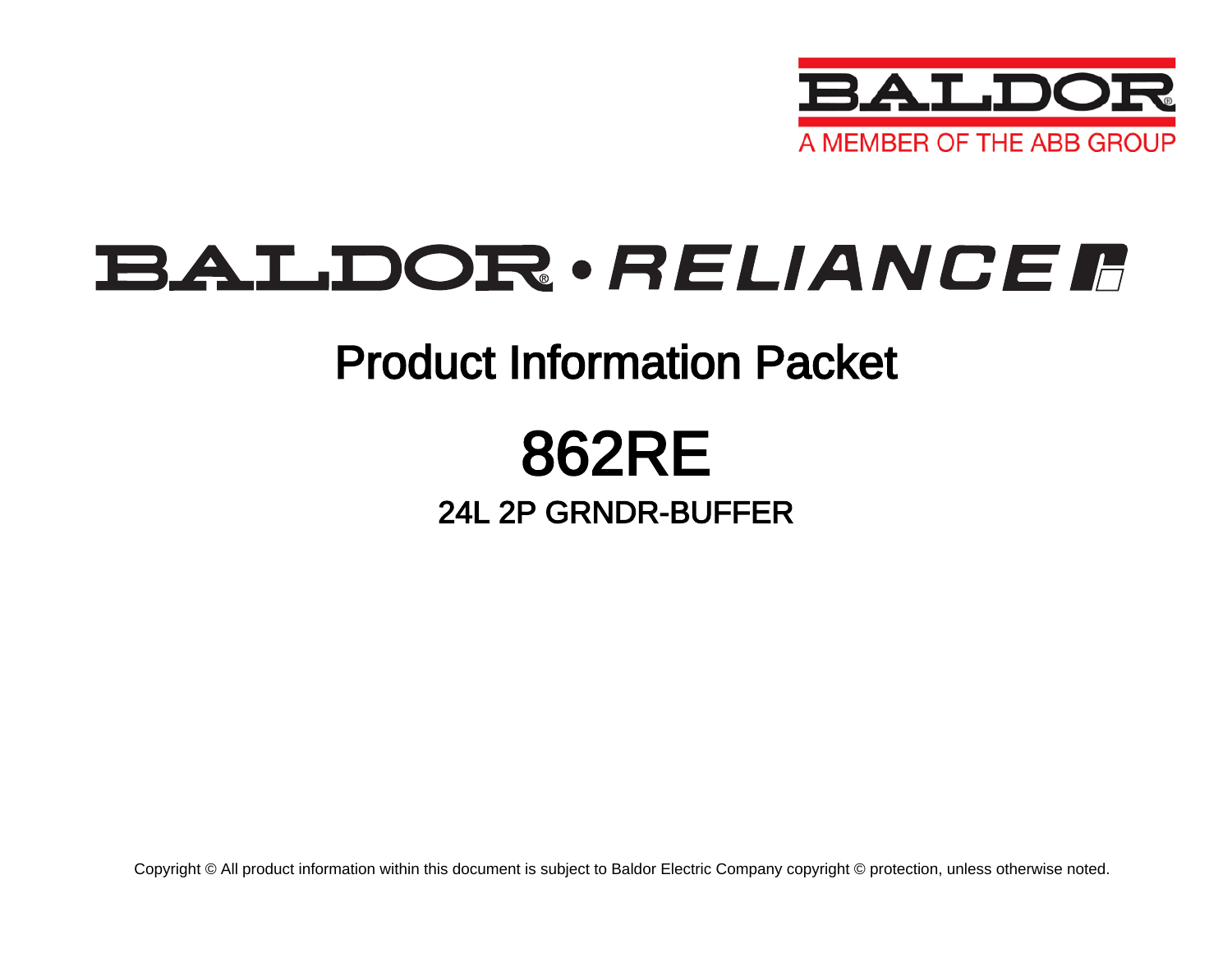BALDOR

A MEMBER OF THE ABB GROUP

BALDOR • RELIANCE

# Product Information Packet

# 862RE

## 24L 2P GRNDR-BUFFER

Copyright © All product information within this document is subject to Baldor Electric Company copyright © protection, unless otherwise noted.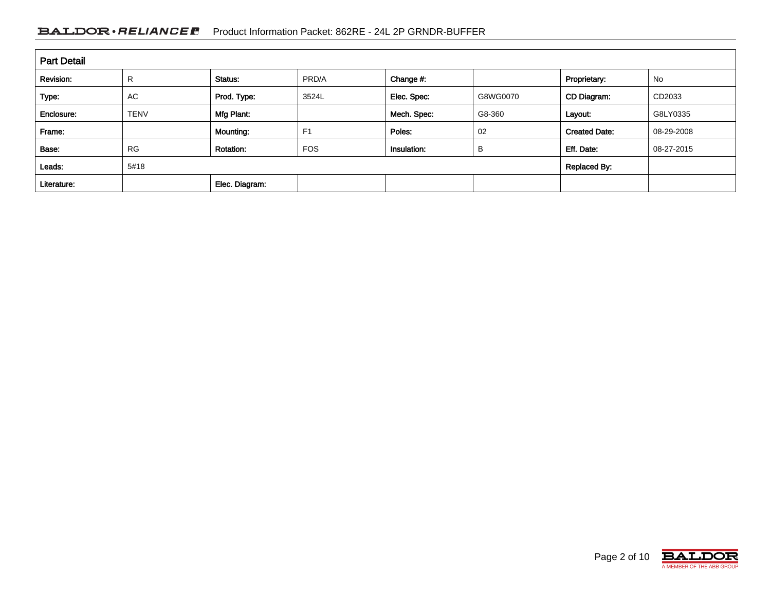## Part Detail

| Revision: | R | Status: | PRD/A | Change #: | | Proprietary: | No |
|---|---|---|---|---|---|---|---|
| Type: | AC | Prod. Type: | 3524L | Elec. Spec: | G8WG0070 | CD Diagram: | CD2033 |
| Enclosure: | TENV | Mfg Plant: | | Mech. Spec: | G8-360 | Layout: | G8LY0335 |
| Frame: | | Mounting: | F1 | Poles: | 02 | Created Date: | 08-29-2008 |
| Base: | RG | Rotation: | FOS | Insulation: | B | Eff. Date: | 08-27-2015 |
| Leads: | 5#18 | | | | | Replaced By: | |
| Literature: | | Elec. Diagram: | | | | | |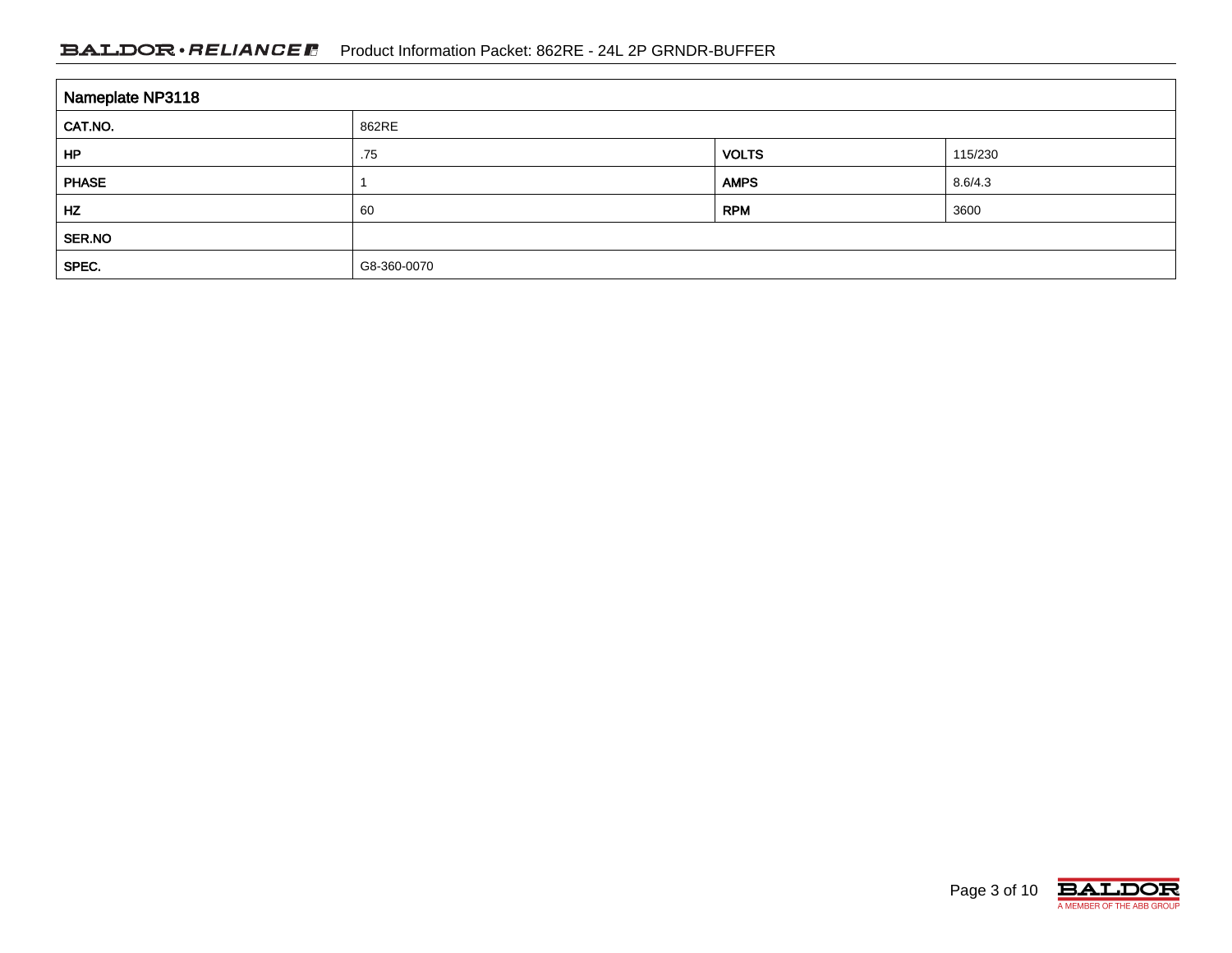| Nameplate NP3118 | | | |
|---|---|---|---|
| CAT.NO. | 862RE | | |
| HP | .75 | VOLTS | 115/230 |
| PHASE | 1 | AMPS | 8.6/4.3 |
| HZ | 60 | RPM | 3600 |
| SER.NO | | | |
| SPEC. | G8-360-0070 | | |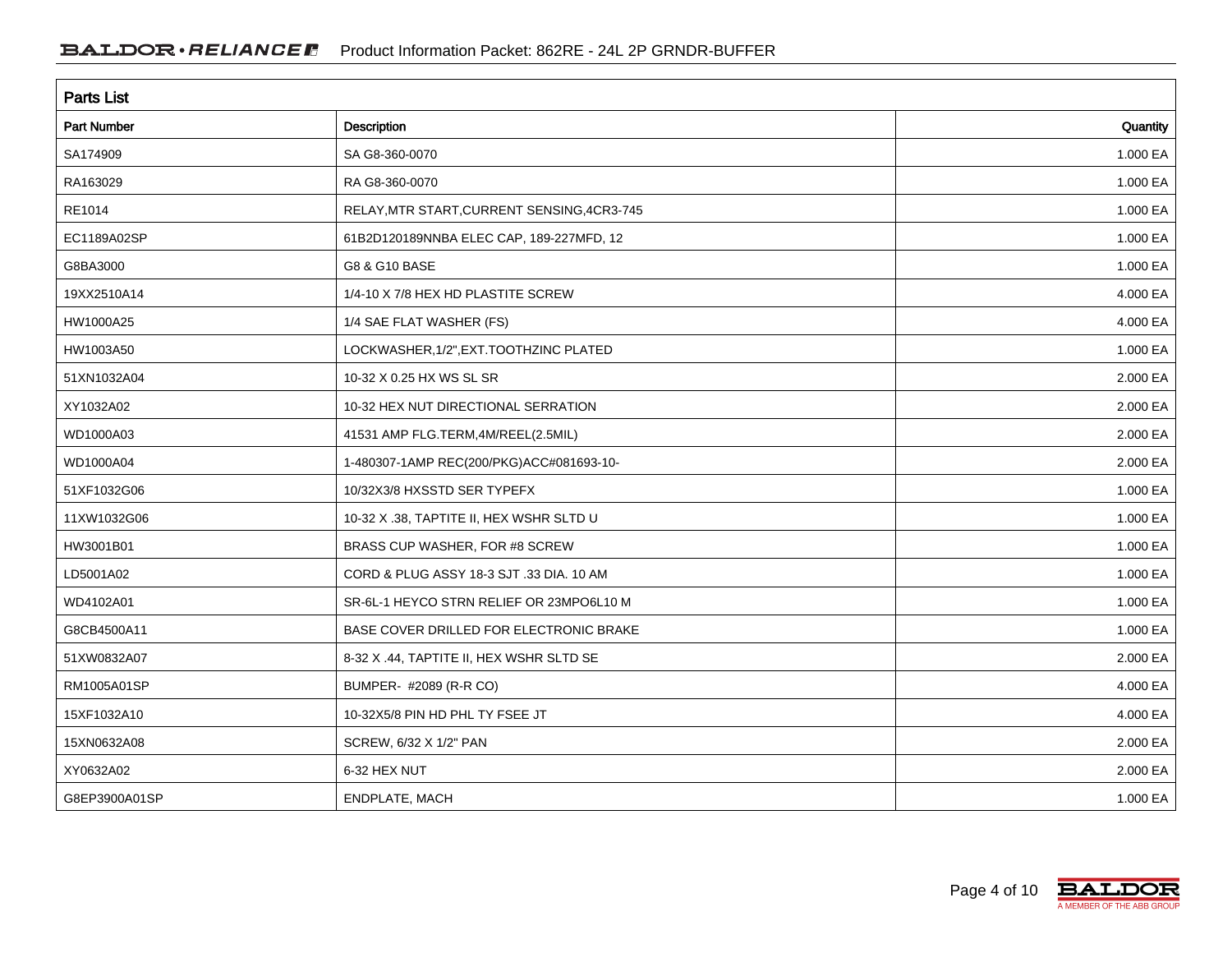## Parts List

| Part Number | Description | Quantity |
|---|---|---|
| SA174909 | SA G8-360-0070 | 1.000 EA |
| RA163029 | RA G8-360-0070 | 1.000 EA |
| RE1014 | RELAY,MTR START,CURRENT SENSING,4CR3-745 | 1.000 EA |
| EC1189A02SP | 61B2D120189NNBA ELEC CAP, 189-227MFD, 12 | 1.000 EA |
| G8BA3000 | G8 & G10 BASE | 1.000 EA |
| 19XX2510A14 | 1/4-10 X 7/8 HEX HD PLASTITE SCREW | 4.000 EA |
| HW1000A25 | 1/4 SAE FLAT WASHER (FS) | 4.000 EA |
| HW1003A50 | LOCKWASHER,1/2",EXT.TOOTHZINC PLATED | 1.000 EA |
| 51XN1032A04 | 10-32 X 0.25 HX WS SL SR | 2.000 EA |
| XY1032A02 | 10-32 HEX NUT DIRECTIONAL SERRATION | 2.000 EA |
| WD1000A03 | 41531 AMP FLG.TERM,4M/REEL(2.5MIL) | 2.000 EA |
| WD1000A04 | 1-480307-1AMP REC(200/PKG)ACC#081693-10- | 2.000 EA |
| 51XF1032G06 | 10/32X3/8 HXSSTD SER TYPEFX | 1.000 EA |
| 11XW1032G06 | 10-32 X .38, TAPTITE II, HEX WSHR SLTD U | 1.000 EA |
| HW3001B01 | BRASS CUP WASHER, FOR #8 SCREW | 1.000 EA |
| LD5001A02 | CORD & PLUG ASSY 18-3 SJT .33 DIA. 10 AM | 1.000 EA |
| WD4102A01 | SR-6L-1 HEYCO STRN RELIEF OR 23MPO6L10 M | 1.000 EA |
| G8CB4500A11 | BASE COVER DRILLED FOR ELECTRONIC BRAKE | 1.000 EA |
| 51XW0832A07 | 8-32 X .44, TAPTITE II, HEX WSHR SLTD SE | 2.000 EA |
| RM1005A01SP | BUMPER- #2089 (R-R CO) | 4.000 EA |
| 15XF1032A10 | 10-32X5/8 PIN HD PHL TY FSEE JT | 4.000 EA |
| 15XN0632A08 | SCREW, 6/32 X 1/2" PAN | 2.000 EA |
| XY0632A02 | 6-32 HEX NUT | 2.000 EA |
| G8EP3900A01SP | ENDPLATE, MACH | 1.000 EA |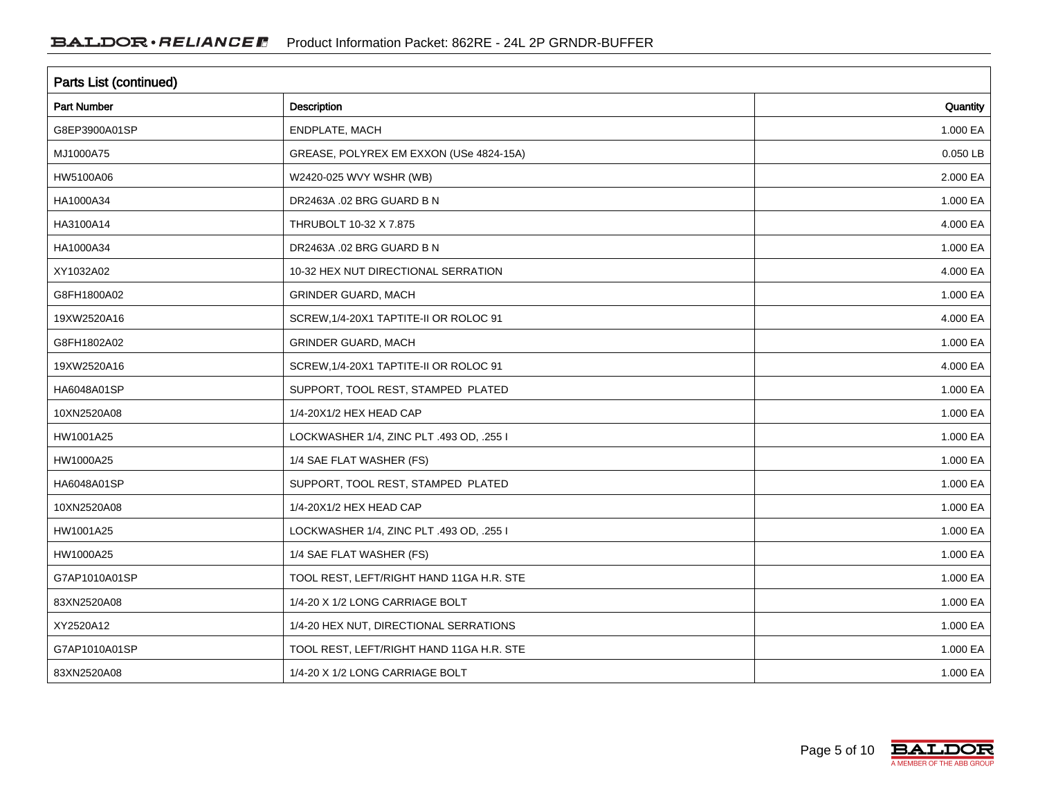## Parts List (continued)

| Part Number | Description | Quantity |
|---|---|---|
| G8EP3900A01SP | ENDPLATE, MACH | 1.000 EA |
| MJ1000A75 | GREASE, POLYREX EM EXXON (USe 4824-15A) | 0.050 LB |
| HW5100A06 | W2420-025 WVY WSHR (WB) | 2.000 EA |
| HA1000A34 | DR2463A .02 BRG GUARD B N | 1.000 EA |
| HA3100A14 | THRUBOLT 10-32 X 7.875 | 4.000 EA |
| HA1000A34 | DR2463A .02 BRG GUARD B N | 1.000 EA |
| XY1032A02 | 10-32 HEX NUT DIRECTIONAL SERRATION | 4.000 EA |
| G8FH1800A02 | GRINDER GUARD, MACH | 1.000 EA |
| 19XW2520A16 | SCREW,1/4-20X1 TAPTITE-II OR ROLOC 91 | 4.000 EA |
| G8FH1802A02 | GRINDER GUARD, MACH | 1.000 EA |
| 19XW2520A16 | SCREW,1/4-20X1 TAPTITE-II OR ROLOC 91 | 4.000 EA |
| HA6048A01SP | SUPPORT, TOOL REST, STAMPED PLATED | 1.000 EA |
| 10XN2520A08 | 1/4-20X1/2 HEX HEAD CAP | 1.000 EA |
| HW1001A25 | LOCKWASHER 1/4, ZINC PLT .493 OD, .255 I | 1.000 EA |
| HW1000A25 | 1/4 SAE FLAT WASHER (FS) | 1.000 EA |
| HA6048A01SP | SUPPORT, TOOL REST, STAMPED PLATED | 1.000 EA |
| 10XN2520A08 | 1/4-20X1/2 HEX HEAD CAP | 1.000 EA |
| HW1001A25 | LOCKWASHER 1/4, ZINC PLT .493 OD, .255 I | 1.000 EA |
| HW1000A25 | 1/4 SAE FLAT WASHER (FS) | 1.000 EA |
| G7AP1010A01SP | TOOL REST, LEFT/RIGHT HAND 11GA H.R. STE | 1.000 EA |
| 83XN2520A08 | 1/4-20 X 1/2 LONG CARRIAGE BOLT | 1.000 EA |
| XY2520A12 | 1/4-20 HEX NUT, DIRECTIONAL SERRATIONS | 1.000 EA |
| G7AP1010A01SP | TOOL REST, LEFT/RIGHT HAND 11GA H.R. STE | 1.000 EA |
| 83XN2520A08 | 1/4-20 X 1/2 LONG CARRIAGE BOLT | 1.000 EA |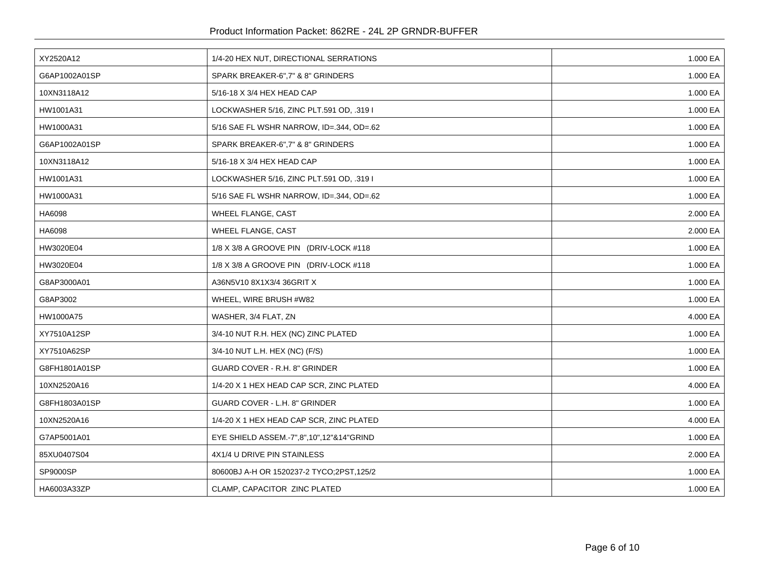| | | |
|---|---|---|
| XY2520A12 | 1/4-20 HEX NUT, DIRECTIONAL SERRATIONS | 1.000 EA |
| G6AP1002A01SP | SPARK BREAKER-6",7" & 8" GRINDERS | 1.000 EA |
| 10XN3118A12 | 5/16-18 X 3/4 HEX HEAD CAP | 1.000 EA |
| HW1001A31 | LOCKWASHER 5/16, ZINC PLT.591 OD, .319 I | 1.000 EA |
| HW1000A31 | 5/16 SAE FL WSHR NARROW, ID=.344, OD=.62 | 1.000 EA |
| G6AP1002A01SP | SPARK BREAKER-6",7" & 8" GRINDERS | 1.000 EA |
| 10XN3118A12 | 5/16-18 X 3/4 HEX HEAD CAP | 1.000 EA |
| HW1001A31 | LOCKWASHER 5/16, ZINC PLT.591 OD, .319 I | 1.000 EA |
| HW1000A31 | 5/16 SAE FL WSHR NARROW, ID=.344, OD=.62 | 1.000 EA |
| HA6098 | WHEEL FLANGE, CAST | 2.000 EA |
| HA6098 | WHEEL FLANGE, CAST | 2.000 EA |
| HW3020E04 | 1/8 X 3/8 A GROOVE PIN (DRIV-LOCK #118 | 1.000 EA |
| HW3020E04 | 1/8 X 3/8 A GROOVE PIN (DRIV-LOCK #118 | 1.000 EA |
| G8AP3000A01 | A36N5V10 8X1X3/4 36GRIT X | 1.000 EA |
| G8AP3002 | WHEEL, WIRE BRUSH #W82 | 1.000 EA |
| HW1000A75 | WASHER, 3/4 FLAT, ZN | 4.000 EA |
| XY7510A12SP | 3/4-10 NUT R.H. HEX (NC) ZINC PLATED | 1.000 EA |
| XY7510A62SP | 3/4-10 NUT L.H. HEX (NC) (F/S) | 1.000 EA |
| G8FH1801A01SP | GUARD COVER - R.H. 8" GRINDER | 1.000 EA |
| 10XN2520A16 | 1/4-20 X 1 HEX HEAD CAP SCR, ZINC PLATED | 4.000 EA |
| G8FH1803A01SP | GUARD COVER - L.H. 8" GRINDER | 1.000 EA |
| 10XN2520A16 | 1/4-20 X 1 HEX HEAD CAP SCR, ZINC PLATED | 4.000 EA |
| G7AP5001A01 | EYE SHIELD ASSEM.-7",8",10",12"&14"GRIND | 1.000 EA |
| 85XU0407S04 | 4X1/4 U DRIVE PIN STAINLESS | 2.000 EA |
| SP9000SP | 80600BJ A-H OR 1520237-2 TYCO;2PST,125/2 | 1.000 EA |
| HA6003A33ZP | CLAMP, CAPACITOR ZINC PLATED | 1.000 EA |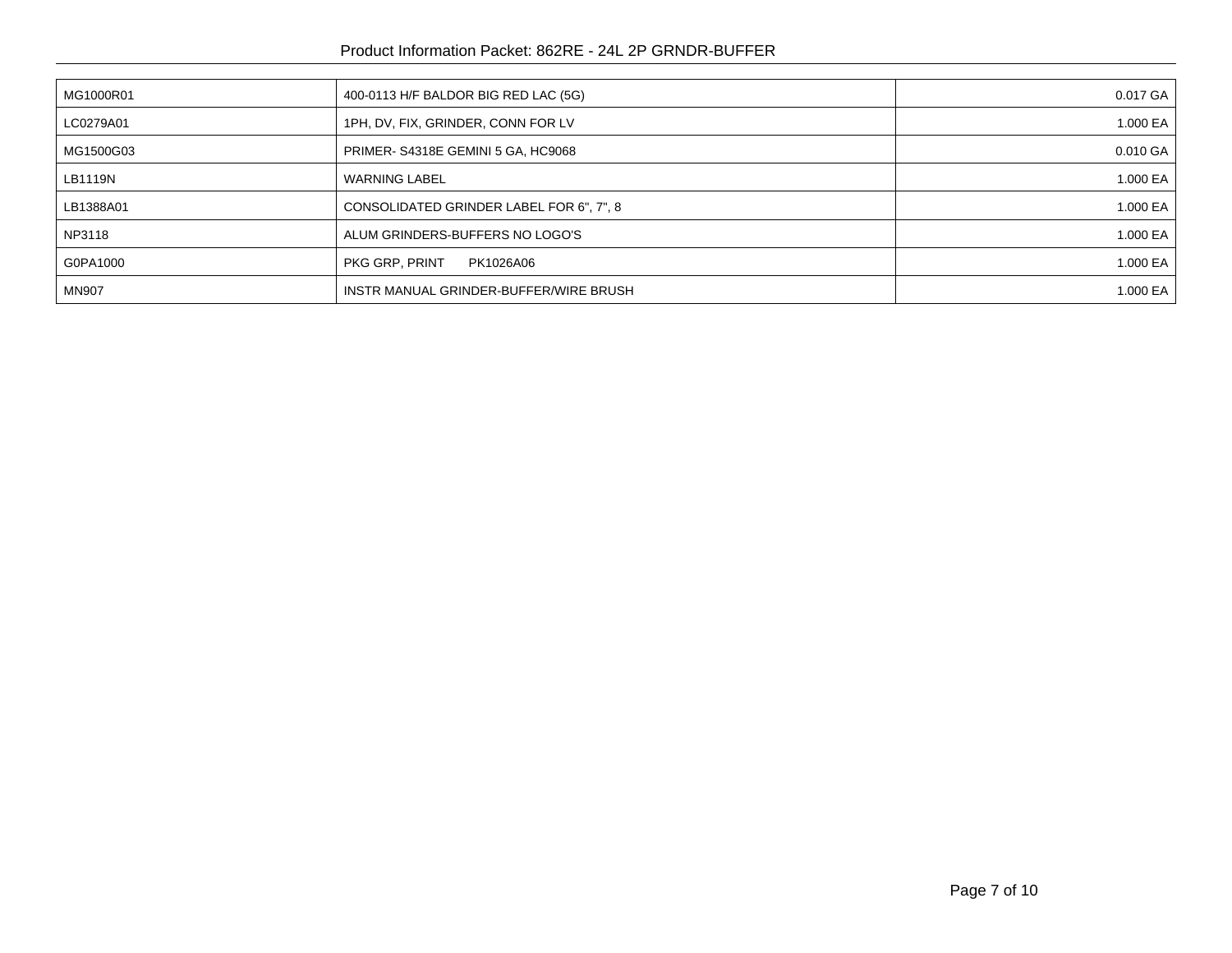| MG1000R01 | 400-0113 H/F BALDOR BIG RED LAC (5G) | 0.017 GA |
|---|---|---|
| LC0279A01 | 1PH, DV, FIX, GRINDER, CONN FOR LV | 1.000 EA |
| MG1500G03 | PRIMER- S4318E GEMINI 5 GA, HC9068 | 0.010 GA |
| LB1119N | WARNING LABEL | 1.000 EA |
| LB1388A01 | CONSOLIDATED GRINDER LABEL FOR 6", 7", 8 | 1.000 EA |
| NP3118 | ALUM GRINDERS-BUFFERS NO LOGO'S | 1.000 EA |
| G0PA1000 | PKG GRP, PRINT PK1026A06 | 1.000 EA |
| MN907 | INSTR MANUAL GRINDER-BUFFER/WIRE BRUSH | 1.000 EA |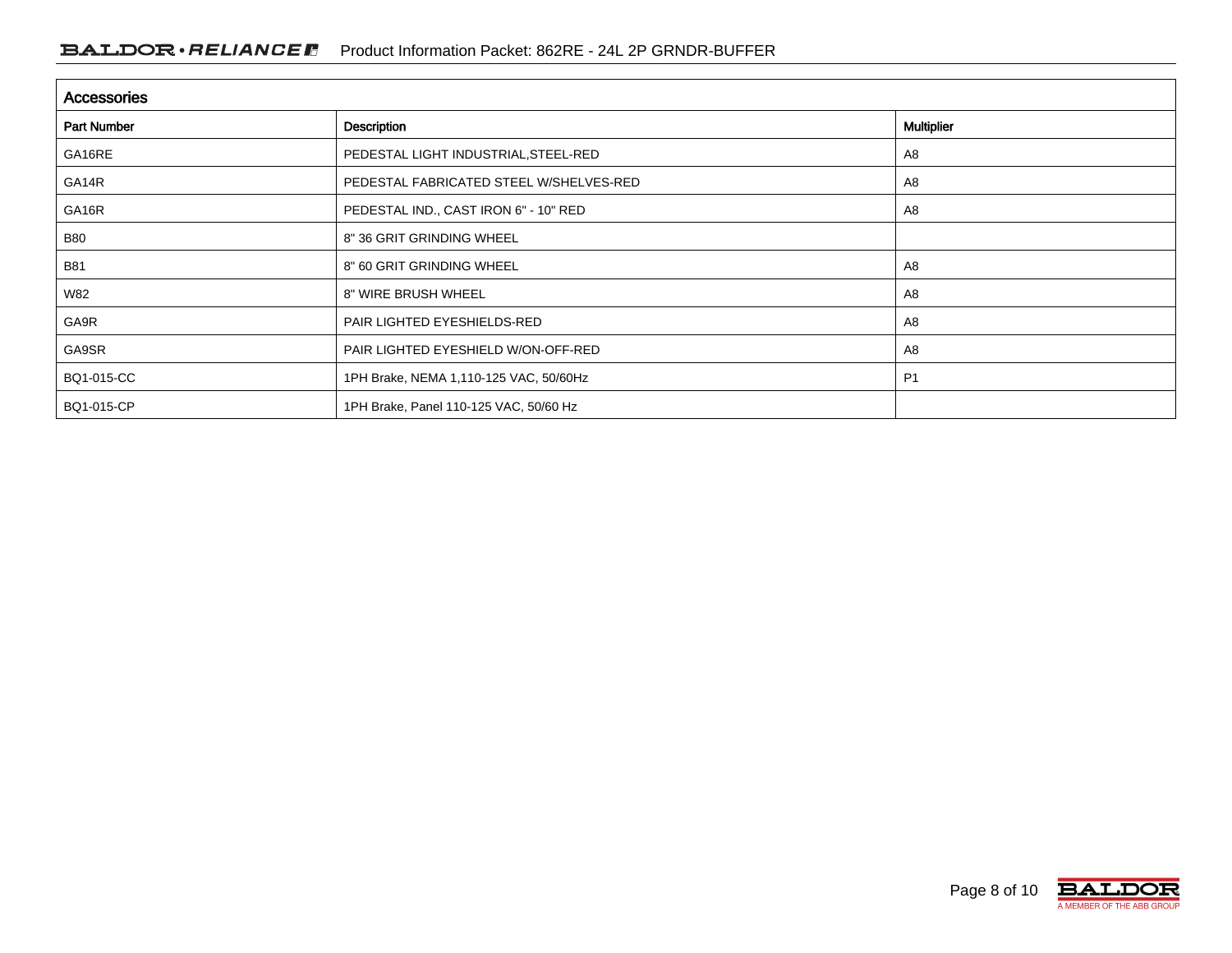## Accessories

| Part Number | Description | Multiplier |
| --- | --- | --- |
| GA16RE | PEDESTAL LIGHT INDUSTRIAL,STEEL-RED | A8 |
| GA14R | PEDESTAL FABRICATED STEEL W/SHELVES-RED | A8 |
| GA16R | PEDESTAL IND., CAST IRON 6" - 10" RED | A8 |
| B80 | 8" 36 GRIT GRINDING WHEEL | |
| B81 | 8" 60 GRIT GRINDING WHEEL | A8 |
| W82 | 8" WIRE BRUSH WHEEL | A8 |
| GA9R | PAIR LIGHTED EYESHIELDS-RED | A8 |
| GA9SR | PAIR LIGHTED EYESHIELD W/ON-OFF-RED | A8 |
| BQ1-015-CC | 1PH Brake, NEMA 1,110-125 VAC, 50/60Hz | P1 |
| BQ1-015-CP | 1PH Brake, Panel 110-125 VAC, 50/60 Hz | |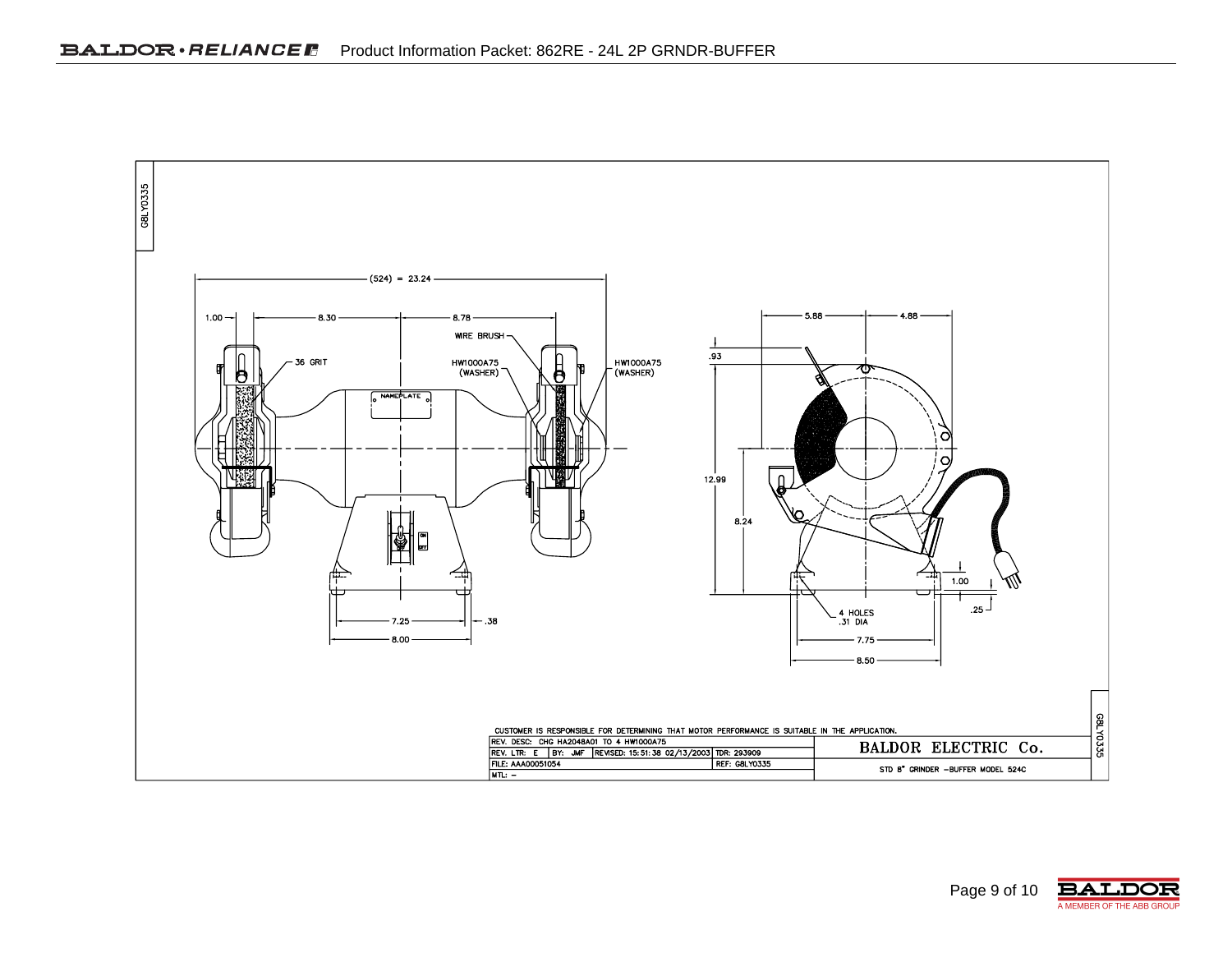G8LY0335

(524) = 23.24

1.00 — 8.30 — 8.78

WIRE BRUSH

36 GRIT

HW1000A75 (WASHER)

HW1000A75 (WASHER)

NAMEPLATE

ON OFF

7.25 — .38

8.00

5.88 — 4.88

.93

12.99

8.24

1.00

.25

4 HOLES .31 DIA

7.75

8.50

CUSTOMER IS RESPONSIBLE FOR DETERMINING THAT MOTOR PERFORMANCE IS SUITABLE IN THE APPLICATION.

| REV. DESC: CHG HA2048A01 TO 4 HW1000A75 | | | | BALDOR ELECTRIC Co. |
|---|---|---|---|---|
| REV. LTR: E | BY: JMF | REVISED: 15:51:38 02/13/2003 | TDR: 293909 | |
| FILE: AAA00051054 | | | REF: G8LY0335 | STD 8" GRINDER -BUFFER MODEL 524C |
| MTL: – | | | | |

G8LY0335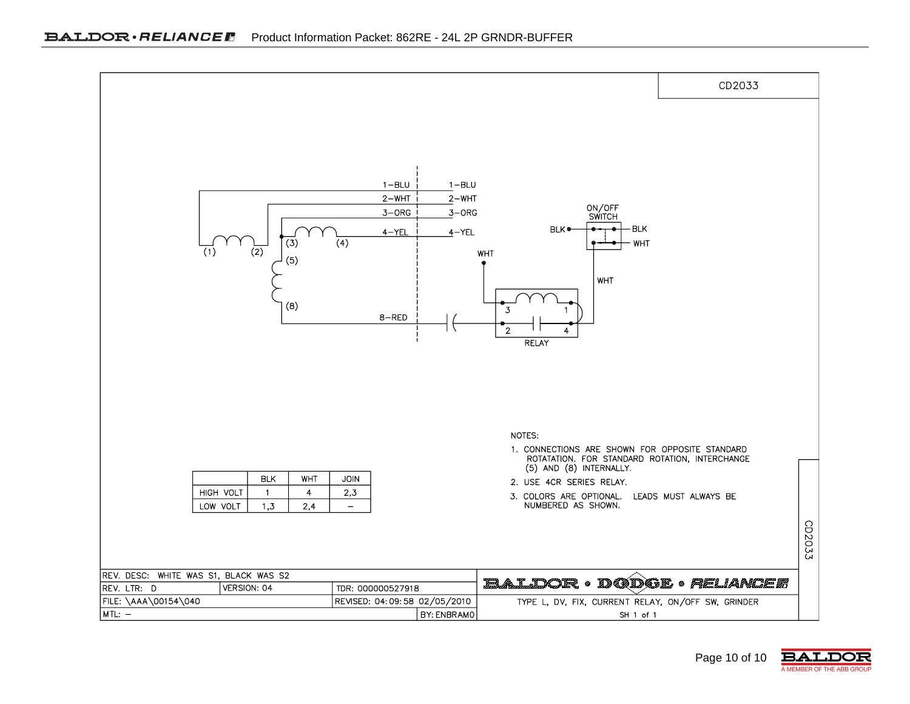CD2033

1-BLU
2-WHT
3-ORG
4-YEL
(1) (2) (3) (4)
(5)
(8)
8-RED
ON/OFF SWITCH
BLK
BLK
WHT
WHT
WHT
3 1
2 4
RELAY

| | BLK | WHT | JOIN |
|---|---|---|---|
| HIGH VOLT | 1 | 4 | 2,3 |
| LOW VOLT | 1,3 | 2,4 | – |

NOTES:

1. CONNECTIONS ARE SHOWN FOR OPPOSITE STANDARD ROTATATION. FOR STANDARD ROTATION, INTERCHANGE (5) AND (8) INTERNALLY.
2. USE 4CR SERIES RELAY.
3. COLORS ARE OPTIONAL. LEADS MUST ALWAYS BE NUMBERED AS SHOWN.

| | | | |
|---|---|---|---|
| REV. DESC: WHITE WAS S1, BLACK WAS S2 | | | BALDOR • DODGE • RELIANCE |
| REV. LTR: D | VERSION: 04 | TDR: 000000527918 | |
| FILE: \AAA\00154\040 | | REVISED: 04:09:58 02/05/2010 | TYPE L, DV, FIX, CURRENT RELAY, ON/OFF SW, GRINDER |
| MTL: – | | BY: ENBRAMO | SH 1 of 1 |

CD2033